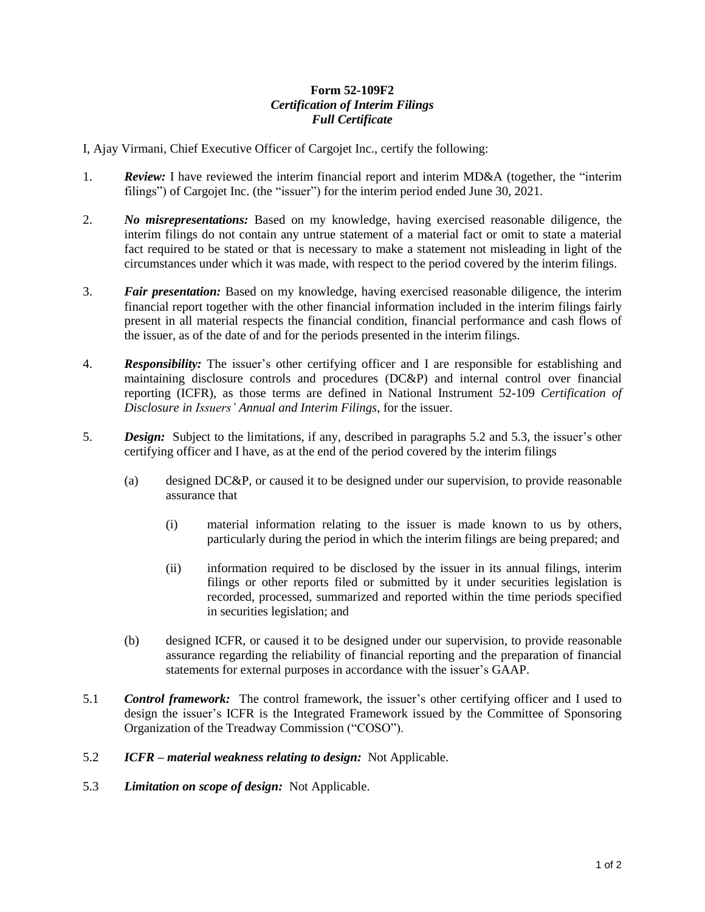**Form 52-109F2**
***Certification of Interim Filings***
***Full Certificate***

I, Ajay Virmani, Chief Executive Officer of Cargojet Inc., certify the following:

1. ***Review:*** I have reviewed the interim financial report and interim MD&A (together, the "interim filings") of Cargojet Inc. (the "issuer") for the interim period ended June 30, 2021.

2. ***No misrepresentations:*** Based on my knowledge, having exercised reasonable diligence, the interim filings do not contain any untrue statement of a material fact or omit to state a material fact required to be stated or that is necessary to make a statement not misleading in light of the circumstances under which it was made, with respect to the period covered by the interim filings.

3. ***Fair presentation:*** Based on my knowledge, having exercised reasonable diligence, the interim financial report together with the other financial information included in the interim filings fairly present in all material respects the financial condition, financial performance and cash flows of the issuer, as of the date of and for the periods presented in the interim filings.

4. ***Responsibility:*** The issuer's other certifying officer and I are responsible for establishing and maintaining disclosure controls and procedures (DC&P) and internal control over financial reporting (ICFR), as those terms are defined in National Instrument 52-109 *Certification of Disclosure in Issuers' Annual and Interim Filings*, for the issuer.

5. ***Design:*** Subject to the limitations, if any, described in paragraphs 5.2 and 5.3, the issuer's other certifying officer and I have, as at the end of the period covered by the interim filings

    (a) designed DC&P, or caused it to be designed under our supervision, to provide reasonable assurance that

        (i) material information relating to the issuer is made known to us by others, particularly during the period in which the interim filings are being prepared; and

        (ii) information required to be disclosed by the issuer in its annual filings, interim filings or other reports filed or submitted by it under securities legislation is recorded, processed, summarized and reported within the time periods specified in securities legislation; and

    (b) designed ICFR, or caused it to be designed under our supervision, to provide reasonable assurance regarding the reliability of financial reporting and the preparation of financial statements for external purposes in accordance with the issuer's GAAP.

5.1 ***Control framework:*** The control framework, the issuer's other certifying officer and I used to design the issuer's ICFR is the Integrated Framework issued by the Committee of Sponsoring Organization of the Treadway Commission ("COSO").

5.2 ***ICFR – material weakness relating to design:*** Not Applicable.

5.3 ***Limitation on scope of design:*** Not Applicable.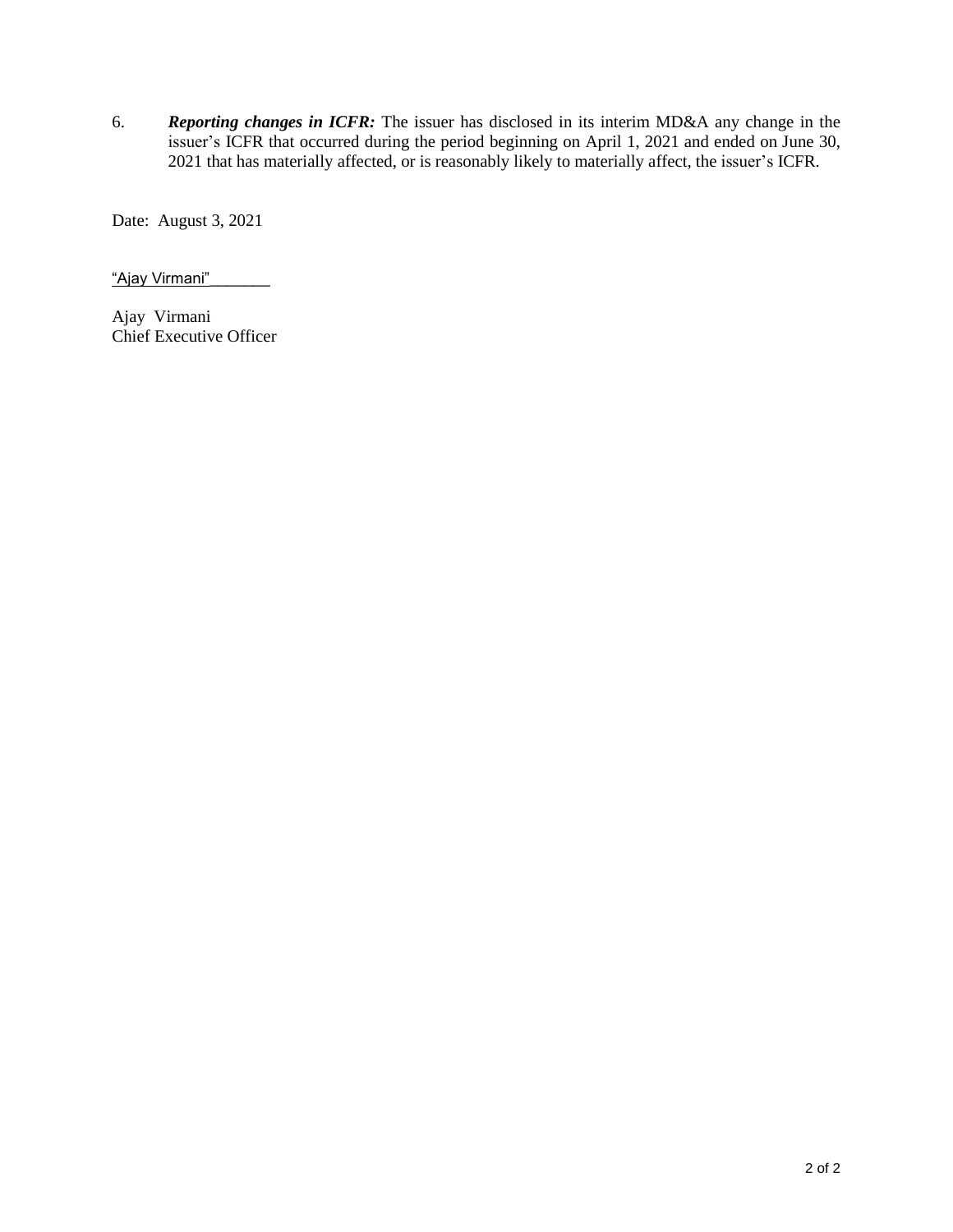6. ***Reporting changes in ICFR:*** The issuer has disclosed in its interim MD&A any change in the issuer's ICFR that occurred during the period beginning on April 1, 2021 and ended on June 30, 2021 that has materially affected, or is reasonably likely to materially affect, the issuer's ICFR.

Date: August 3, 2021

"Ajay Virmani"_______

Ajay Virmani
Chief Executive Officer